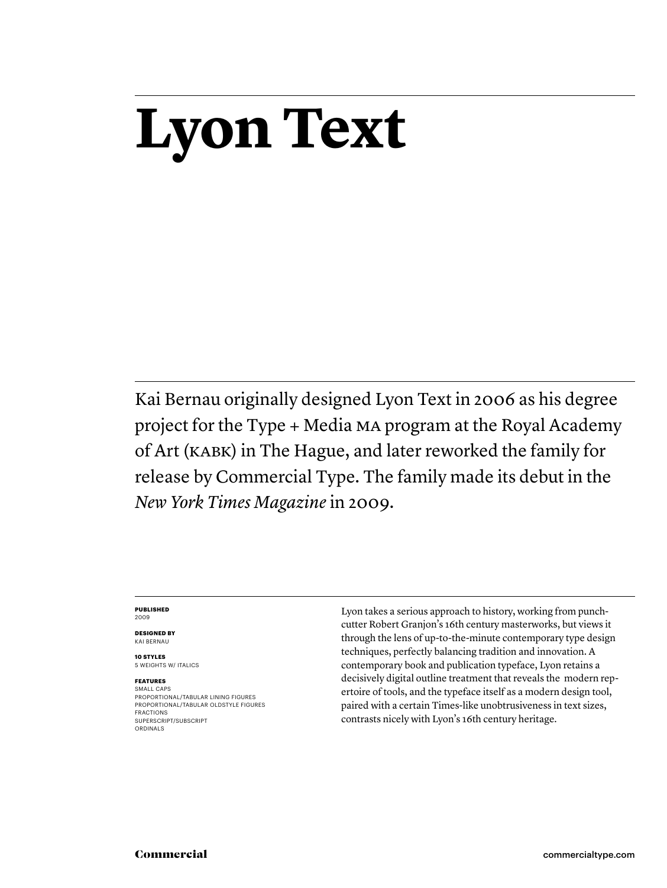# Lyon Text

Kai Bernau originally designed Lyon Text in 2006 as his degree project for the Type + Media MA program at the Royal Academy of Art (KABK) in The Hague, and later reworked the family for release by Commercial Type. The family made its debut in the *New York Times Magazine* in 2009.

**PUBLISHED**
2009

**DESIGNED BY**
KAI BERNAU

**10 STYLES**
5 WEIGHTS W/ ITALICS

**FEATURES**
SMALL CAPS
PROPORTIONAL/TABULAR LINING FIGURES
PROPORTIONAL/TABULAR OLDSTYLE FIGURES
FRACTIONS
SUPERSCRIPT/SUBSCRIPT
ORDINALS

Lyon takes a serious approach to history, working from punch-cutter Robert Granjon's 16th century masterworks, but views it through the lens of up-to-the-minute contemporary type design techniques, perfectly balancing tradition and innovation. A contemporary book and publication typeface, Lyon retains a decisively digital outline treatment that reveals the modern repertoire of tools, and the typeface itself as a modern design tool, paired with a certain Times-like unobtrusiveness in text sizes, contrasts nicely with Lyon's 16th century heritage.

Commercial

commercialtype.com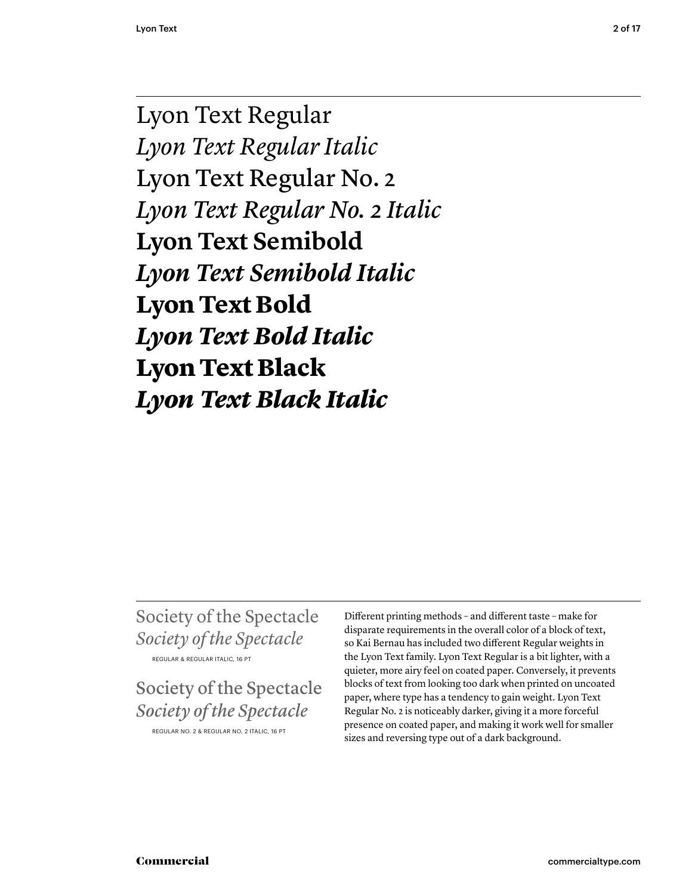Lyon Text Regular

*Lyon Text Regular Italic*

Lyon Text Regular No. 2

*Lyon Text Regular No. 2 Italic*

**Lyon Text Semibold**

***Lyon Text Semibold Italic***

**Lyon Text Bold**

***Lyon Text Bold Italic***

**Lyon Text Black**

***Lyon Text Black Italic***

---

Society of the Spectacle
*Society of the Spectacle*

REGULAR & REGULAR ITALIC, 16 PT

Society of the Spectacle
*Society of the Spectacle*

REGULAR NO. 2 & REGULAR NO. 2 ITALIC, 16 PT

Different printing methods – and different taste – make for disparate requirements in the overall color of a block of text, so Kai Bernau has included two different Regular weights in the Lyon Text family. Lyon Text Regular is a bit lighter, with a quieter, more airy feel on coated paper. Conversely, it prevents blocks of text from looking too dark when printed on uncoated paper, where type has a tendency to gain weight. Lyon Text Regular No. 2 is noticeably darker, giving it a more forceful presence on coated paper, and making it work well for smaller sizes and reversing type out of a dark background.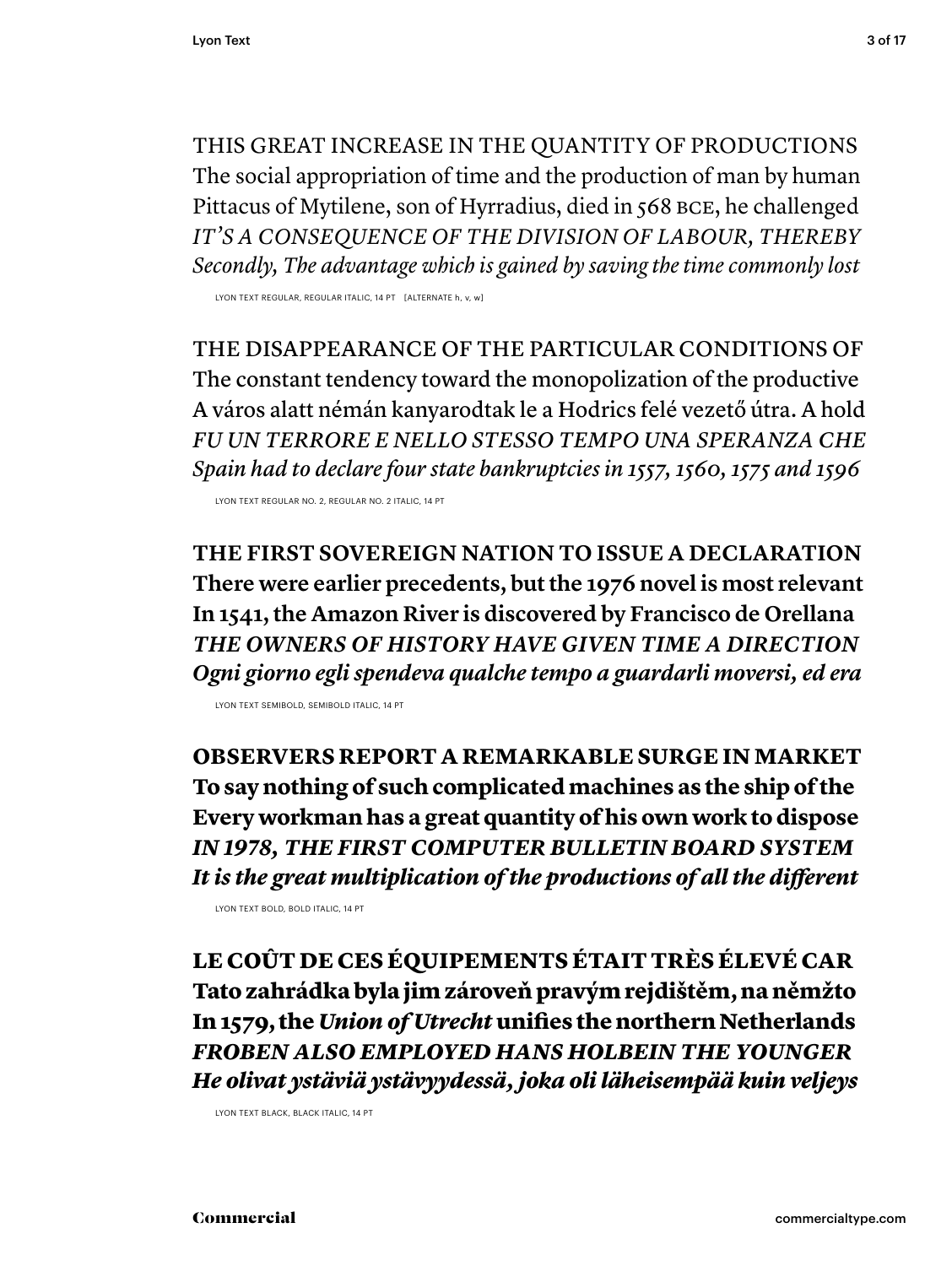THIS GREAT INCREASE IN THE QUANTITY OF PRODUCTIONS
The social appropriation of time and the production of man by human
Pittacus of Mytilene, son of Hyrradius, died in 568 BCE, he challenged
*IT'S A CONSEQUENCE OF THE DIVISION OF LABOUR, THEREBY*
*Secondly, The advantage which is gained by saving the time commonly lost*

LYON TEXT REGULAR, REGULAR ITALIC, 14 PT [ALTERNATE h, v, w]

THE DISAPPEARANCE OF THE PARTICULAR CONDITIONS OF
The constant tendency toward the monopolization of the productive
A város alatt némán kanyarodtak le a Hodrics felé vezető útra. A hold
*FU UN TERRORE E NELLO STESSO TEMPO UNA SPERANZA CHE*
*Spain had to declare four state bankruptcies in 1557, 1560, 1575 and 1596*

LYON TEXT REGULAR NO. 2, REGULAR NO. 2 ITALIC, 14 PT

**THE FIRST SOVEREIGN NATION TO ISSUE A DECLARATION**
**There were earlier precedents, but the 1976 novel is most relevant**
**In 1541, the Amazon River is discovered by Francisco de Orellana**
***THE OWNERS OF HISTORY HAVE GIVEN TIME A DIRECTION***
***Ogni giorno egli spendeva qualche tempo a guardarli moversi, ed era***

LYON TEXT SEMIBOLD, SEMIBOLD ITALIC, 14 PT

**OBSERVERS REPORT A REMARKABLE SURGE IN MARKET**
**To say nothing of such complicated machines as the ship of the**
**Every workman has a great quantity of his own work to dispose**
***IN 1978, THE FIRST COMPUTER BULLETIN BOARD SYSTEM***
***It is the great multiplication of the productions of all the different***

LYON TEXT BOLD, BOLD ITALIC, 14 PT

**LE COÛT DE CES ÉQUIPEMENTS ÉTAIT TRÈS ÉLEVÉ CAR**
**Tato zahrádka byla jim zároveň pravým rejdištěm, na němžto**
**In 1579, the *Union of Utrecht* unifies the northern Netherlands**
***FROBEN ALSO EMPLOYED HANS HOLBEIN THE YOUNGER***
***He olivat ystäviä ystävyydessä, joka oli läheisempää kuin veljeys***

LYON TEXT BLACK, BLACK ITALIC, 14 PT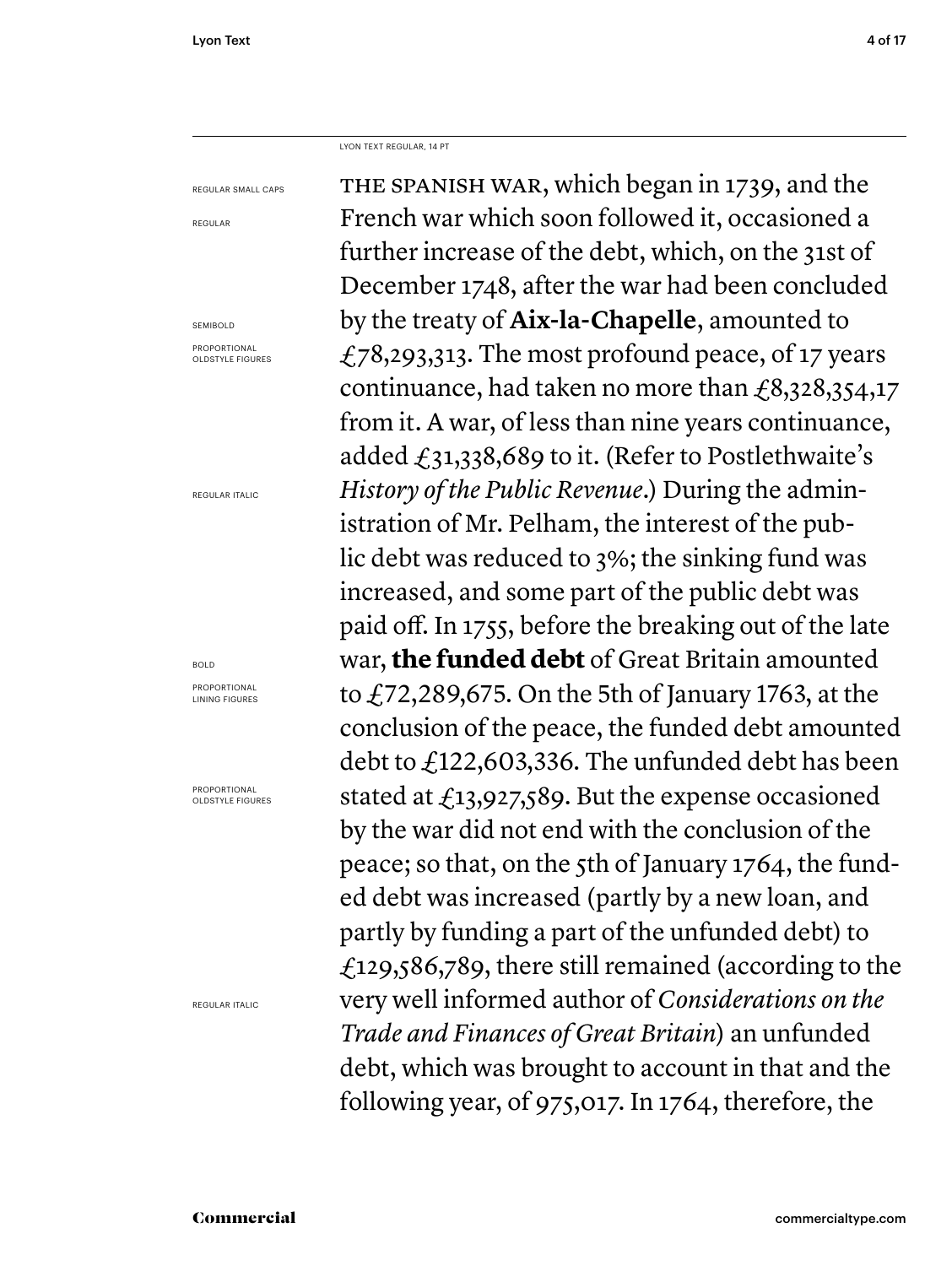LYON TEXT REGULAR, 14 PT

REGULAR SMALL CAPS

REGULAR

SEMIBOLD

PROPORTIONAL OLDSTYLE FIGURES

REGULAR ITALIC

BOLD

PROPORTIONAL LINING FIGURES

PROPORTIONAL OLDSTYLE FIGURES

REGULAR ITALIC

THE SPANISH WAR, which began in 1739, and the French war which soon followed it, occasioned a further increase of the debt, which, on the 31st of December 1748, after the war had been concluded by the treaty of **Aix-la-Chapelle**, amounted to £78,293,313. The most profound peace, of 17 years continuance, had taken no more than £8,328,354,17 from it. A war, of less than nine years continuance, added £31,338,689 to it. (Refer to Postlethwaite's *History of the Public Revenue*.) During the administration of Mr. Pelham, the interest of the public debt was reduced to 3%; the sinking fund was increased, and some part of the public debt was paid off. In 1755, before the breaking out of the late war, **the funded debt** of Great Britain amounted to £72,289,675. On the 5th of January 1763, at the conclusion of the peace, the funded debt amounted debt to £122,603,336. The unfunded debt has been stated at £13,927,589. But the expense occasioned by the war did not end with the conclusion of the peace; so that, on the 5th of January 1764, the funded debt was increased (partly by a new loan, and partly by funding a part of the unfunded debt) to £129,586,789, there still remained (according to the very well informed author of *Considerations on the Trade and Finances of Great Britain*) an unfunded debt, which was brought to account in that and the following year, of 975,017. In 1764, therefore, the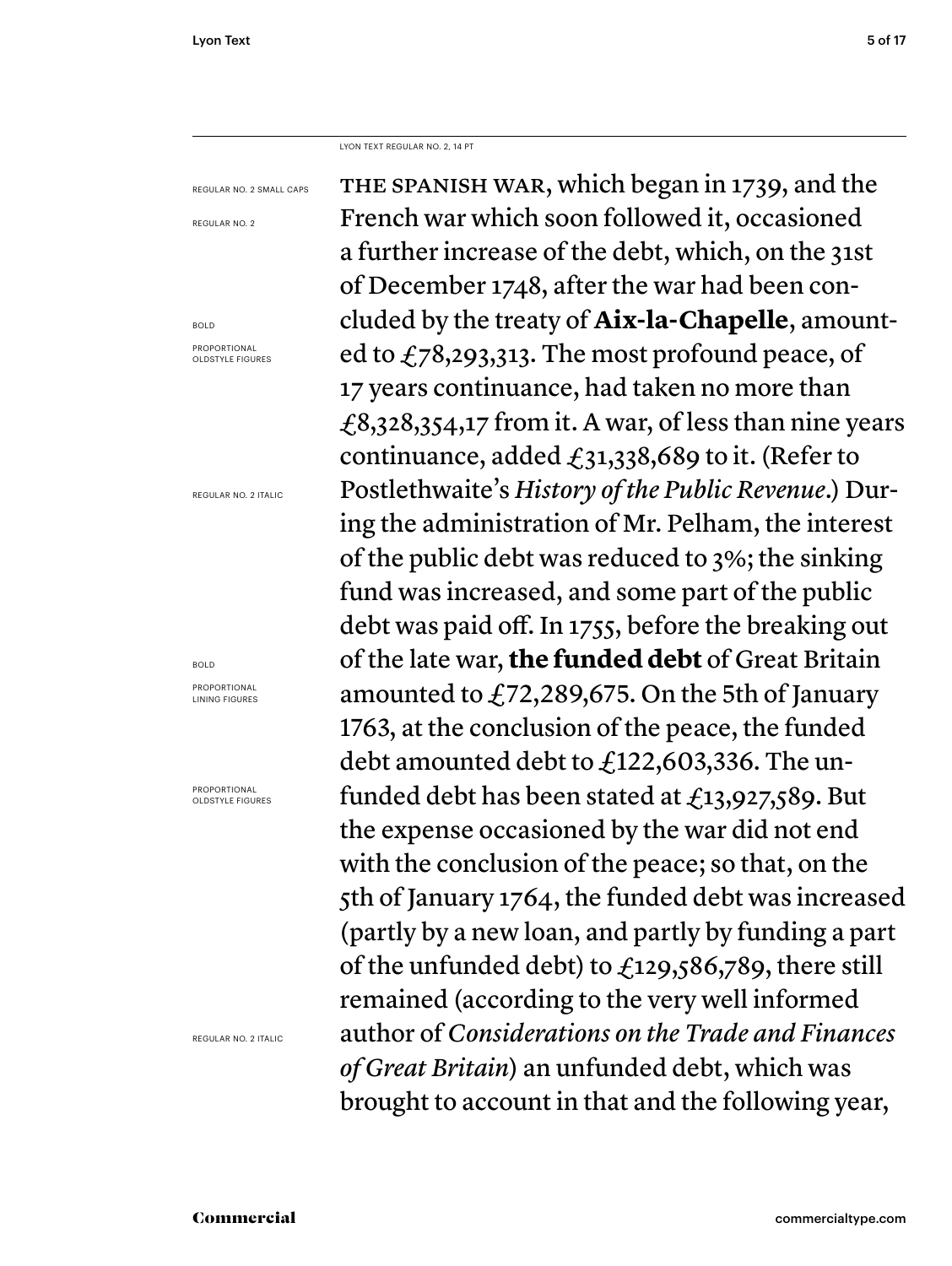LYON TEXT REGULAR NO. 2, 14 PT

REGULAR NO. 2 SMALL CAPS

REGULAR NO. 2

BOLD

PROPORTIONAL OLDSTYLE FIGURES

REGULAR NO. 2 ITALIC

BOLD

PROPORTIONAL LINING FIGURES

PROPORTIONAL OLDSTYLE FIGURES

REGULAR NO. 2 ITALIC

THE SPANISH WAR, which began in 1739, and the French war which soon followed it, occasioned a further increase of the debt, which, on the 31st of December 1748, after the war had been concluded by the treaty of **Aix-la-Chapelle**, amounted to £78,293,313. The most profound peace, of 17 years continuance, had taken no more than £8,328,354,17 from it. A war, of less than nine years continuance, added £31,338,689 to it. (Refer to Postlethwaite's *History of the Public Revenue*.) During the administration of Mr. Pelham, the interest of the public debt was reduced to 3%; the sinking fund was increased, and some part of the public debt was paid off. In 1755, before the breaking out of the late war, **the funded debt** of Great Britain amounted to £72,289,675. On the 5th of January 1763, at the conclusion of the peace, the funded debt amounted debt to £122,603,336. The unfunded debt has been stated at £13,927,589. But the expense occasioned by the war did not end with the conclusion of the peace; so that, on the 5th of January 1764, the funded debt was increased (partly by a new loan, and partly by funding a part of the unfunded debt) to £129,586,789, there still remained (according to the very well informed author of *Considerations on the Trade and Finances of Great Britain*) an unfunded debt, which was brought to account in that and the following year,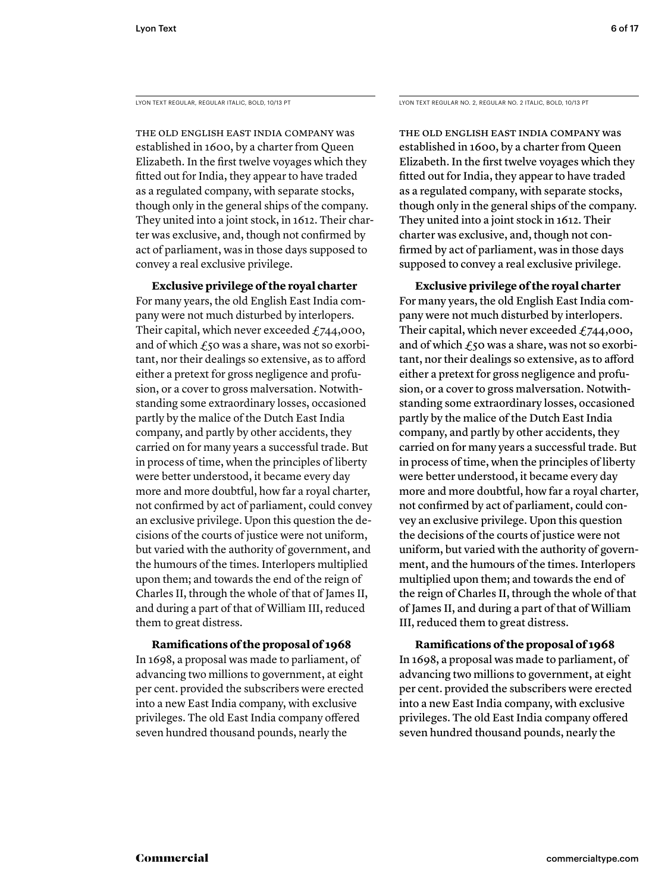LYON TEXT REGULAR, REGULAR ITALIC, BOLD, 10/13 PT

THE OLD ENGLISH EAST INDIA COMPANY was established in 1600, by a charter from Queen Elizabeth. In the first twelve voyages which they fitted out for India, they appear to have traded as a regulated company, with separate stocks, though only in the general ships of the company. They united into a joint stock, in 1612. Their charter was exclusive, and, though not confirmed by act of parliament, was in those days supposed to convey a real exclusive privilege.

**Exclusive privilege of the royal charter**
For many years, the old English East India company were not much disturbed by interlopers. Their capital, which never exceeded £744,000, and of which £50 was a share, was not so exorbitant, nor their dealings so extensive, as to afford either a pretext for gross negligence and profusion, or a cover to gross malversation. Notwithstanding some extraordinary losses, occasioned partly by the malice of the Dutch East India company, and partly by other accidents, they carried on for many years a successful trade. But in process of time, when the principles of liberty were better understood, it became every day more and more doubtful, how far a royal charter, not confirmed by act of parliament, could convey an exclusive privilege. Upon this question the decisions of the courts of justice were not uniform, but varied with the authority of government, and the humours of the times. Interlopers multiplied upon them; and towards the end of the reign of Charles II, through the whole of that of James II, and during a part of that of William III, reduced them to great distress.

**Ramifications of the proposal of 1968**
In 1698, a proposal was made to parliament, of advancing two millions to government, at eight per cent. provided the subscribers were erected into a new East India company, with exclusive privileges. The old East India company offered seven hundred thousand pounds, nearly the

LYON TEXT REGULAR NO. 2, REGULAR NO. 2 ITALIC, BOLD, 10/13 PT

THE OLD ENGLISH EAST INDIA COMPANY was established in 1600, by a charter from Queen Elizabeth. In the first twelve voyages which they fitted out for India, they appear to have traded as a regulated company, with separate stocks, though only in the general ships of the company. They united into a joint stock in 1612. Their charter was exclusive, and, though not confirmed by act of parliament, was in those days supposed to convey a real exclusive privilege.

**Exclusive privilege of the royal charter**
For many years, the old English East India company were not much disturbed by interlopers. Their capital, which never exceeded £744,000, and of which £50 was a share, was not so exorbitant, nor their dealings so extensive, as to afford either a pretext for gross negligence and profusion, or a cover to gross malversation. Notwithstanding some extraordinary losses, occasioned partly by the malice of the Dutch East India company, and partly by other accidents, they carried on for many years a successful trade. But in process of time, when the principles of liberty were better understood, it became every day more and more doubtful, how far a royal charter, not confirmed by act of parliament, could convey an exclusive privilege. Upon this question the decisions of the courts of justice were not uniform, but varied with the authority of government, and the humours of the times. Interlopers multiplied upon them; and towards the end of the reign of Charles II, through the whole of that of James II, and during a part of that of William III, reduced them to great distress.

**Ramifications of the proposal of 1968**
In 1698, a proposal was made to parliament, of advancing two millions to government, at eight per cent. provided the subscribers were erected into a new East India company, with exclusive privileges. The old East India company offered seven hundred thousand pounds, nearly the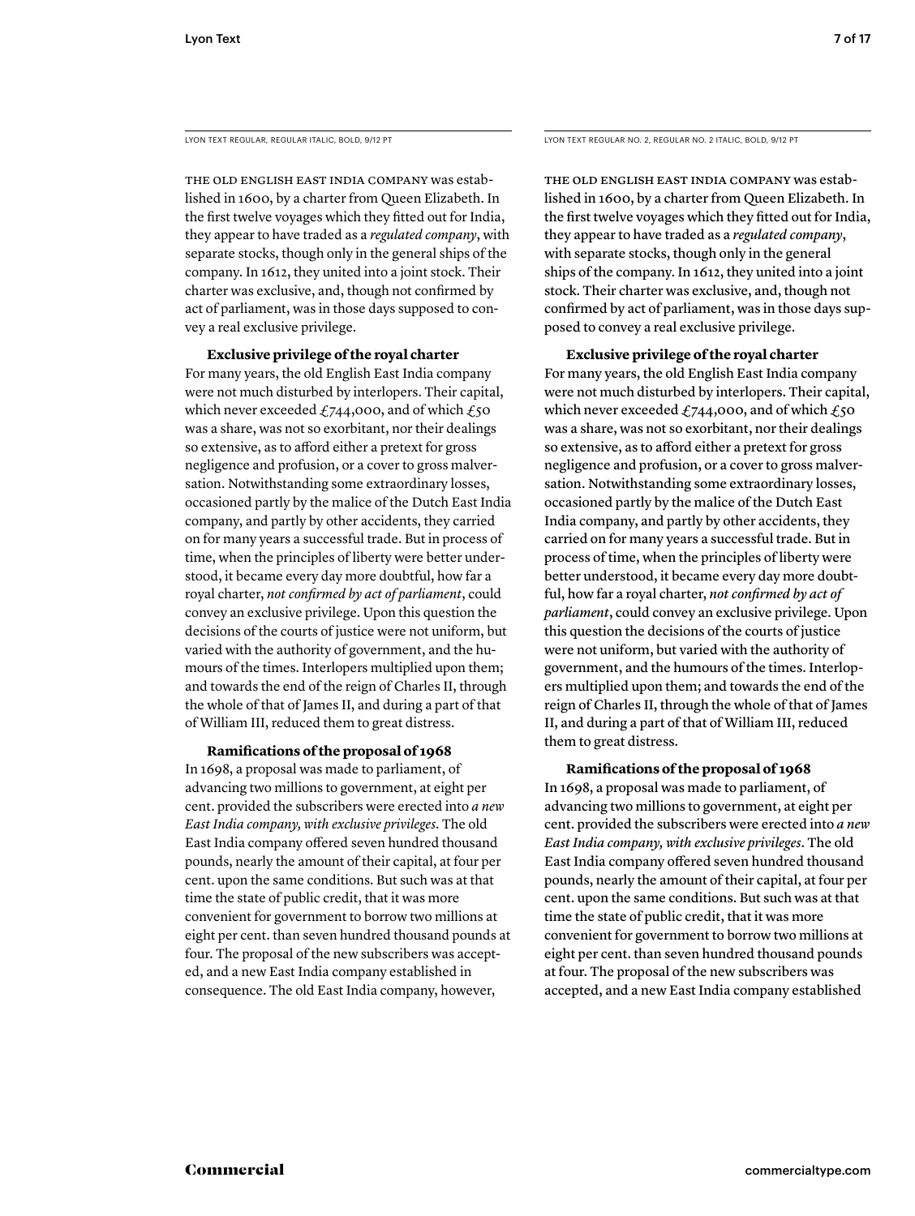LYON TEXT REGULAR, REGULAR ITALIC, BOLD, 9/12 PT

THE OLD ENGLISH EAST INDIA COMPANY was established in 1600, by a charter from Queen Elizabeth. In the first twelve voyages which they fitted out for India, they appear to have traded as a *regulated company*, with separate stocks, though only in the general ships of the company. In 1612, they united into a joint stock. Their charter was exclusive, and, though not confirmed by act of parliament, was in those days supposed to convey a real exclusive privilege.

**Exclusive privilege of the royal charter**
For many years, the old English East India company were not much disturbed by interlopers. Their capital, which never exceeded £744,000, and of which £50 was a share, was not so exorbitant, nor their dealings so extensive, as to afford either a pretext for gross negligence and profusion, or a cover to gross malversation. Notwithstanding some extraordinary losses, occasioned partly by the malice of the Dutch East India company, and partly by other accidents, they carried on for many years a successful trade. But in process of time, when the principles of liberty were better understood, it became every day more doubtful, how far a royal charter, *not confirmed by act of parliament*, could convey an exclusive privilege. Upon this question the decisions of the courts of justice were not uniform, but varied with the authority of government, and the humours of the times. Interlopers multiplied upon them; and towards the end of the reign of Charles II, through the whole of that of James II, and during a part of that of William III, reduced them to great distress.

**Ramifications of the proposal of 1968**
In 1698, a proposal was made to parliament, of advancing two millions to government, at eight per cent. provided the subscribers were erected into *a new East India company, with exclusive privileges*. The old East India company offered seven hundred thousand pounds, nearly the amount of their capital, at four per cent. upon the same conditions. But such was at that time the state of public credit, that it was more convenient for government to borrow two millions at eight per cent. than seven hundred thousand pounds at four. The proposal of the new subscribers was accepted, and a new East India company established in consequence. The old East India company, however,

LYON TEXT REGULAR NO. 2, REGULAR NO. 2 ITALIC, BOLD, 9/12 PT

THE OLD ENGLISH EAST INDIA COMPANY was established in 1600, by a charter from Queen Elizabeth. In the first twelve voyages which they fitted out for India, they appear to have traded as a *regulated company*, with separate stocks, though only in the general ships of the company. In 1612, they united into a joint stock. Their charter was exclusive, and, though not confirmed by act of parliament, was in those days supposed to convey a real exclusive privilege.

**Exclusive privilege of the royal charter**
For many years, the old English East India company were not much disturbed by interlopers. Their capital, which never exceeded £744,000, and of which £50 was a share, was not so exorbitant, nor their dealings so extensive, as to afford either a pretext for gross negligence and profusion, or a cover to gross malversation. Notwithstanding some extraordinary losses, occasioned partly by the malice of the Dutch East India company, and partly by other accidents, they carried on for many years a successful trade. But in process of time, when the principles of liberty were better understood, it became every day more doubtful, how far a royal charter, *not confirmed by act of parliament*, could convey an exclusive privilege. Upon this question the decisions of the courts of justice were not uniform, but varied with the authority of government, and the humours of the times. Interlopers multiplied upon them; and towards the end of the reign of Charles II, through the whole of that of James II, and during a part of that of William III, reduced them to great distress.

**Ramifications of the proposal of 1968**
In 1698, a proposal was made to parliament, of advancing two millions to government, at eight per cent. provided the subscribers were erected into *a new East India company, with exclusive privileges*. The old East India company offered seven hundred thousand pounds, nearly the amount of their capital, at four per cent. upon the same conditions. But such was at that time the state of public credit, that it was more convenient for government to borrow two millions at eight per cent. than seven hundred thousand pounds at four. The proposal of the new subscribers was accepted, and a new East India company established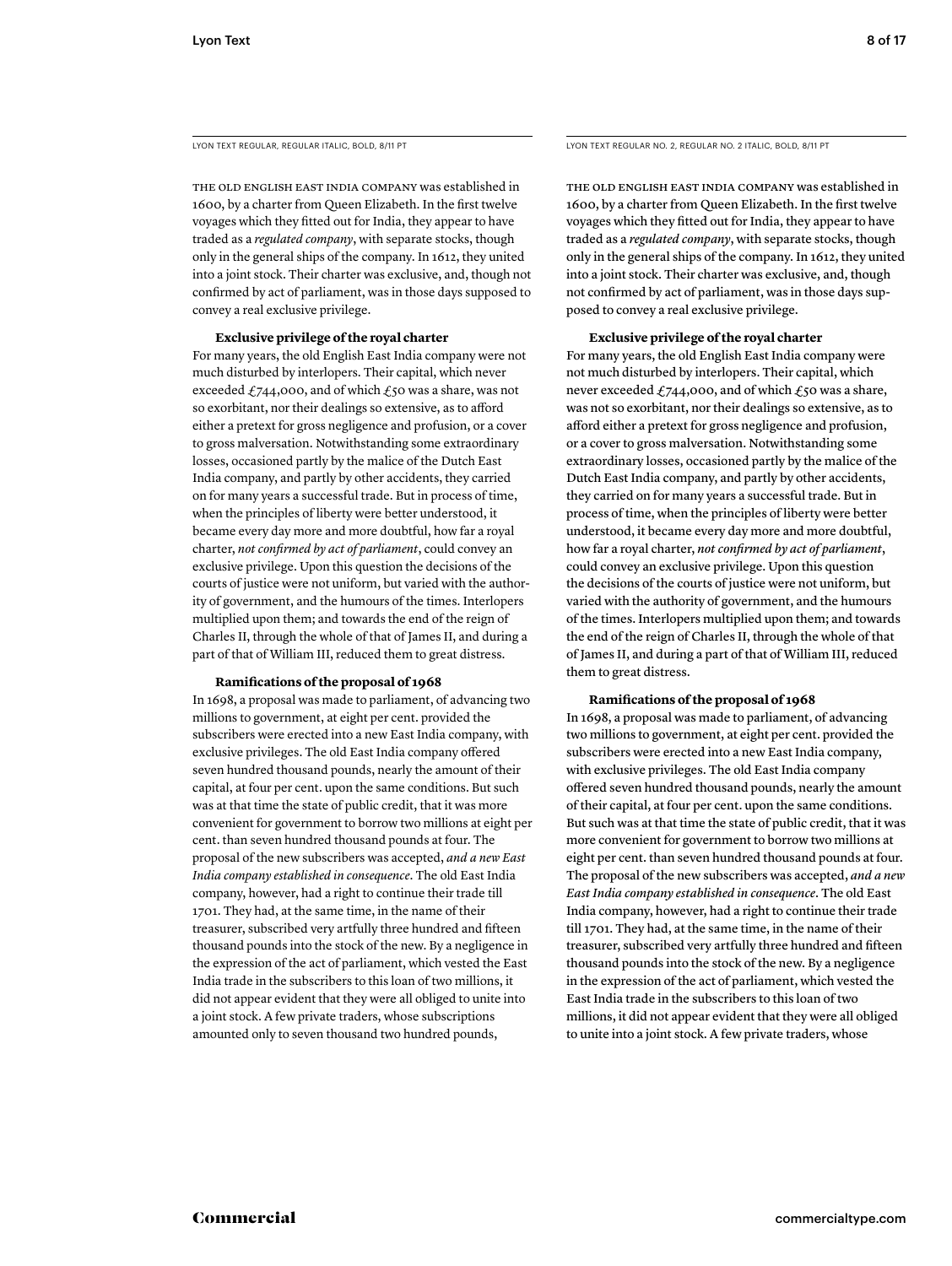LYON TEXT REGULAR, REGULAR ITALIC, BOLD, 8/11 PT

THE OLD ENGLISH EAST INDIA COMPANY was established in 1600, by a charter from Queen Elizabeth. In the first twelve voyages which they fitted out for India, they appear to have traded as a *regulated company*, with separate stocks, though only in the general ships of the company. In 1612, they united into a joint stock. Their charter was exclusive, and, though not confirmed by act of parliament, was in those days supposed to convey a real exclusive privilege.

**Exclusive privilege of the royal charter**

For many years, the old English East India company were not much disturbed by interlopers. Their capital, which never exceeded £744,000, and of which £50 was a share, was not so exorbitant, nor their dealings so extensive, as to afford either a pretext for gross negligence and profusion, or a cover to gross malversation. Notwithstanding some extraordinary losses, occasioned partly by the malice of the Dutch East India company, and partly by other accidents, they carried on for many years a successful trade. But in process of time, when the principles of liberty were better understood, it became every day more and more doubtful, how far a royal charter, *not confirmed by act of parliament*, could convey an exclusive privilege. Upon this question the decisions of the courts of justice were not uniform, but varied with the authority of government, and the humours of the times. Interlopers multiplied upon them; and towards the end of the reign of Charles II, through the whole of that of James II, and during a part of that of William III, reduced them to great distress.

**Ramifications of the proposal of 1968**

In 1698, a proposal was made to parliament, of advancing two millions to government, at eight per cent. provided the subscribers were erected into a new East India company, with exclusive privileges. The old East India company offered seven hundred thousand pounds, nearly the amount of their capital, at four per cent. upon the same conditions. But such was at that time the state of public credit, that it was more convenient for government to borrow two millions at eight per cent. than seven hundred thousand pounds at four. The proposal of the new subscribers was accepted, *and a new East India company established in consequence*. The old East India company, however, had a right to continue their trade till 1701. They had, at the same time, in the name of their treasurer, subscribed very artfully three hundred and fifteen thousand pounds into the stock of the new. By a negligence in the expression of the act of parliament, which vested the East India trade in the subscribers to this loan of two millions, it did not appear evident that they were all obliged to unite into a joint stock. A few private traders, whose subscriptions amounted only to seven thousand two hundred pounds,

LYON TEXT REGULAR NO. 2, REGULAR NO. 2 ITALIC, BOLD, 8/11 PT

THE OLD ENGLISH EAST INDIA COMPANY was established in 1600, by a charter from Queen Elizabeth. In the first twelve voyages which they fitted out for India, they appear to have traded as a *regulated company*, with separate stocks, though only in the general ships of the company. In 1612, they united into a joint stock. Their charter was exclusive, and, though not confirmed by act of parliament, was in those days supposed to convey a real exclusive privilege.

**Exclusive privilege of the royal charter**

For many years, the old English East India company were not much disturbed by interlopers. Their capital, which never exceeded £744,000, and of which £50 was a share, was not so exorbitant, nor their dealings so extensive, as to afford either a pretext for gross negligence and profusion, or a cover to gross malversation. Notwithstanding some extraordinary losses, occasioned partly by the malice of the Dutch East India company, and partly by other accidents, they carried on for many years a successful trade. But in process of time, when the principles of liberty were better understood, it became every day more and more doubtful, how far a royal charter, *not confirmed by act of parliament*, could convey an exclusive privilege. Upon this question the decisions of the courts of justice were not uniform, but varied with the authority of government, and the humours of the times. Interlopers multiplied upon them; and towards the end of the reign of Charles II, through the whole of that of James II, and during a part of that of William III, reduced them to great distress.

**Ramifications of the proposal of 1968**

In 1698, a proposal was made to parliament, of advancing two millions to government, at eight per cent. provided the subscribers were erected into a new East India company, with exclusive privileges. The old East India company offered seven hundred thousand pounds, nearly the amount of their capital, at four per cent. upon the same conditions. But such was at that time the state of public credit, that it was more convenient for government to borrow two millions at eight per cent. than seven hundred thousand pounds at four. The proposal of the new subscribers was accepted, *and a new East India company established in consequence*. The old East India company, however, had a right to continue their trade till 1701. They had, at the same time, in the name of their treasurer, subscribed very artfully three hundred and fifteen thousand pounds into the stock of the new. By a negligence in the expression of the act of parliament, which vested the East India trade in the subscribers to this loan of two millions, it did not appear evident that they were all obliged to unite into a joint stock. A few private traders, whose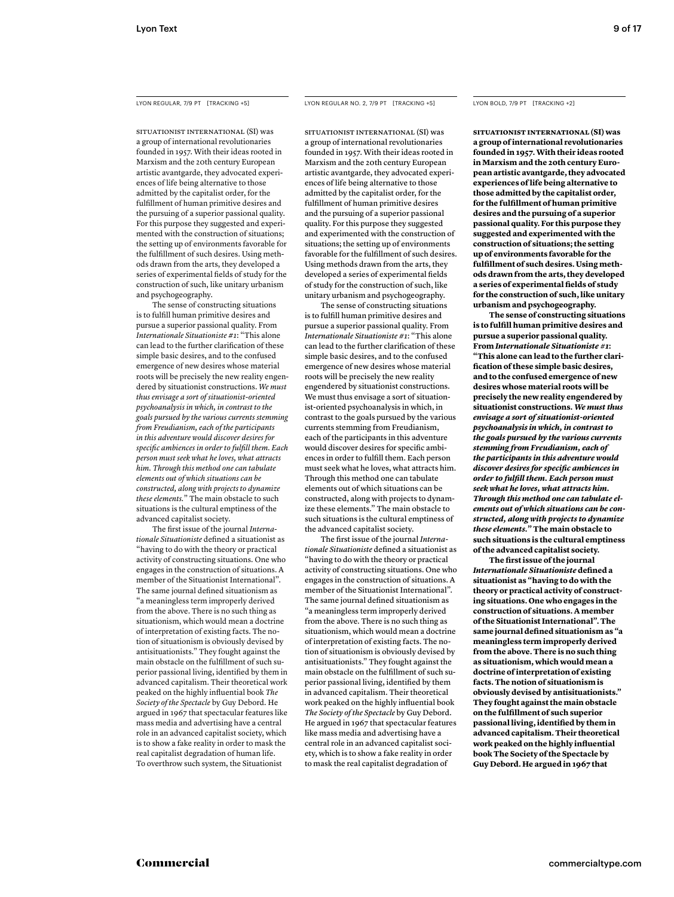LYON REGULAR, 7/9 PT [TRACKING +5]

SITUATIONIST INTERNATIONAL (SI) was a group of international revolutionaries founded in 1957. With their ideas rooted in Marxism and the 20th century European artistic avantgarde, they advocated experiences of life being alternative to those admitted by the capitalist order, for the fulfillment of human primitive desires and the pursuing of a superior passional quality. For this purpose they suggested and experimented with the construction of situations; the setting up of environments favorable for the fulfillment of such desires. Using methods drawn from the arts, they developed a series of experimental fields of study for the construction of such, like unitary urbanism and psychogeography.

The sense of constructing situations is to fulfill human primitive desires and pursue a superior passional quality. From *Internationale Situationiste #1*: "This alone can lead to the further clarification of these simple basic desires, and to the confused emergence of new desires whose material roots will be precisely the new reality engendered by situationist constructions. *We must thus envisage a sort of situationist-oriented psychoanalysis in which, in contrast to the goals pursued by the various currents stemming from Freudianism, each of the participants in this adventure would discover desires for specific ambiences in order to fulfill them. Each person must seek what he loves, what attracts him. Through this method one can tabulate elements out of which situations can be constructed, along with projects to dynamize these elements.*" The main obstacle to such situations is the cultural emptiness of the advanced capitalist society.

The first issue of the journal *Internationale Situationiste* defined a situationist as "having to do with the theory or practical activity of constructing situations. One who engages in the construction of situations. A member of the Situationist International". The same journal defined situationism as "a meaningless term improperly derived from the above. There is no such thing as situationism, which would mean a doctrine of interpretation of existing facts. The notion of situationism is obviously devised by antisituationists." They fought against the main obstacle on the fulfillment of such superior passional living, identified by them in advanced capitalism. Their theoretical work peaked on the highly influential book *The Society of the Spectacle* by Guy Debord. He argued in 1967 that spectacular features like mass media and advertising have a central role in an advanced capitalist society, which is to show a fake reality in order to mask the real capitalist degradation of human life. To overthrow such system, the Situationist

LYON REGULAR NO. 2, 7/9 PT [TRACKING +5]

SITUATIONIST INTERNATIONAL (SI) was a group of international revolutionaries founded in 1957. With their ideas rooted in Marxism and the 20th century European artistic avantgarde, they advocated experiences of life being alternative to those admitted by the capitalist order, for the fulfillment of human primitive desires and the pursuing of a superior passional quality. For this purpose they suggested and experimented with the construction of situations; the setting up of environments favorable for the fulfillment of such desires. Using methods drawn from the arts, they developed a series of experimental fields of study for the construction of such, like unitary urbanism and psychogeography.

The sense of constructing situations is to fulfill human primitive desires and pursue a superior passional quality. From *Internationale Situationiste #1*: "This alone can lead to the further clarification of these simple basic desires, and to the confused emergence of new desires whose material roots will be precisely the new reality engendered by situationist constructions. We must thus envisage a sort of situationist-oriented psychoanalysis in which, in contrast to the goals pursued by the various currents stemming from Freudianism, each of the participants in this adventure would discover desires for specific ambiences in order to fulfill them. Each person must seek what he loves, what attracts him. Through this method one can tabulate elements out of which situations can be constructed, along with projects to dynamize these elements." The main obstacle to such situations is the cultural emptiness of the advanced capitalist society.

The first issue of the journal *Internationale Situationiste* defined a situationist as "having to do with the theory or practical activity of constructing situations. One who engages in the construction of situations. A member of the Situationist International". The same journal defined situationism as "a meaningless term improperly derived from the above. There is no such thing as situationism, which would mean a doctrine of interpretation of existing facts. The notion of situationism is obviously devised by antisituationists." They fought against the main obstacle on the fulfillment of such superior passional living, identified by them in advanced capitalism. Their theoretical work peaked on the highly influential book *The Society of the Spectacle* by Guy Debord. He argued in 1967 that spectacular features like mass media and advertising have a central role in an advanced capitalist society, which is to show a fake reality in order to mask the real capitalist degradation of

LYON BOLD, 7/9 PT [TRACKING +2]

**SITUATIONIST INTERNATIONAL (SI) was a group of international revolutionaries founded in 1957. With their ideas rooted in Marxism and the 20th century European artistic avantgarde, they advocated experiences of life being alternative to those admitted by the capitalist order, for the fulfillment of human primitive desires and the pursuing of a superior passional quality. For this purpose they suggested and experimented with the construction of situations; the setting up of environments favorable for the fulfillment of such desires. Using methods drawn from the arts, they developed a series of experimental fields of study for the construction of such, like unitary urbanism and psychogeography.**

**The sense of constructing situations is to fulfill human primitive desires and pursue a superior passional quality. From *Internationale Situationiste #1*: "This alone can lead to the further clarification of these simple basic desires, and to the confused emergence of new desires whose material roots will be precisely the new reality engendered by situationist constructions. *We must thus envisage a sort of situationist-oriented psychoanalysis in which, in contrast to the goals pursued by the various currents stemming from Freudianism, each of the participants in this adventure would discover desires for specific ambiences in order to fulfill them. Each person must seek what he loves, what attracts him. Through this method one can tabulate elements out of which situations can be constructed, along with projects to dynamize these elements.*" The main obstacle to such situations is the cultural emptiness of the advanced capitalist society.**

**The first issue of the journal *Internationale Situationiste* defined a situationist as "having to do with the theory or practical activity of constructing situations. One who engages in the construction of situations. A member of the Situationist International". The same journal defined situationism as "a meaningless term improperly derived from the above. There is no such thing as situationism, which would mean a doctrine of interpretation of existing facts. The notion of situationism is obviously devised by antisituationists." They fought against the main obstacle on the fulfillment of such superior passional living, identified by them in advanced capitalism. Their theoretical work peaked on the highly influential book The Society of the Spectacle by Guy Debord. He argued in 1967 that**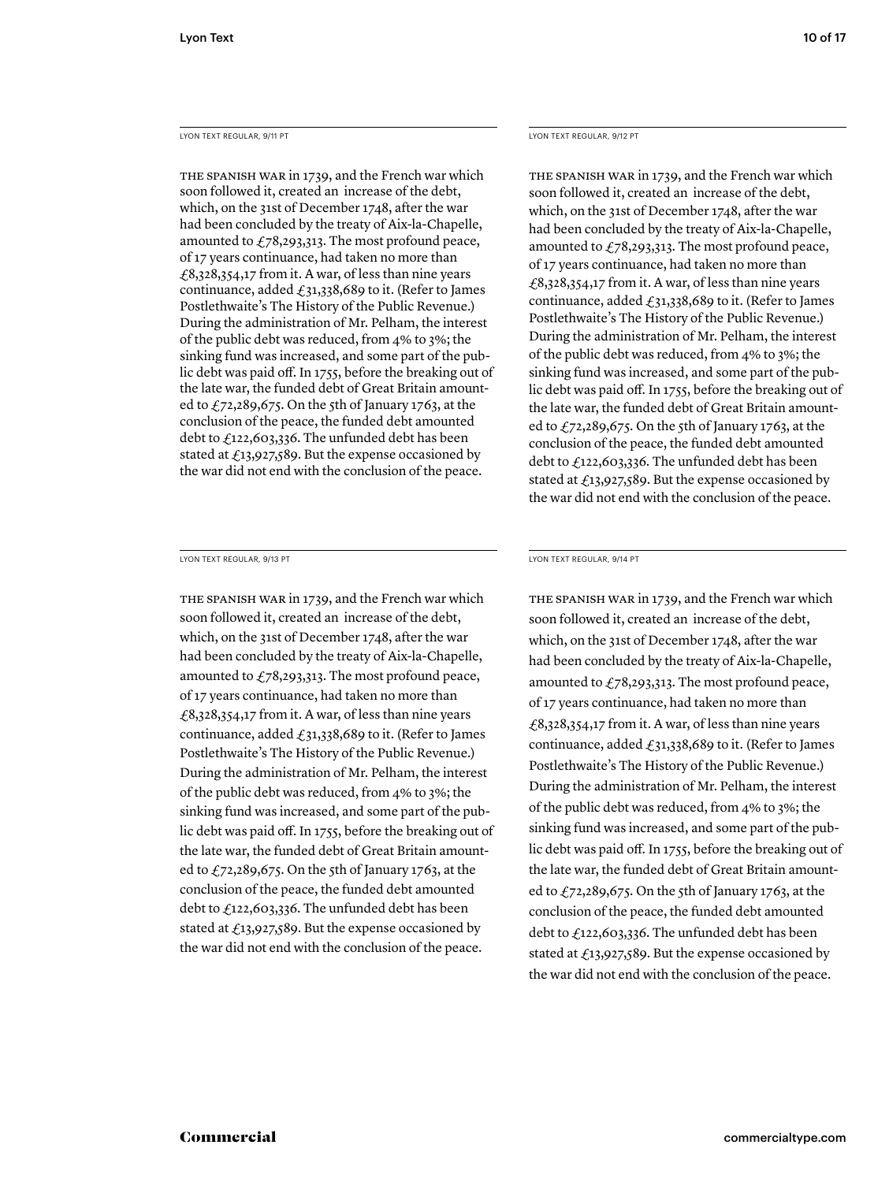LYON TEXT REGULAR, 9/11 PT

THE SPANISH WAR in 1739, and the French war which soon followed it, created an increase of the debt, which, on the 31st of December 1748, after the war had been concluded by the treaty of Aix-la-Chapelle, amounted to £78,293,313. The most profound peace, of 17 years continuance, had taken no more than £8,328,354,17 from it. A war, of less than nine years continuance, added £31,338,689 to it. (Refer to James Postlethwaite's The History of the Public Revenue.) During the administration of Mr. Pelham, the interest of the public debt was reduced, from 4% to 3%; the sinking fund was increased, and some part of the public debt was paid off. In 1755, before the breaking out of the late war, the funded debt of Great Britain amounted to £72,289,675. On the 5th of January 1763, at the conclusion of the peace, the funded debt amounted debt to £122,603,336. The unfunded debt has been stated at £13,927,589. But the expense occasioned by the war did not end with the conclusion of the peace.

LYON TEXT REGULAR, 9/12 PT

THE SPANISH WAR in 1739, and the French war which soon followed it, created an increase of the debt, which, on the 31st of December 1748, after the war had been concluded by the treaty of Aix-la-Chapelle, amounted to £78,293,313. The most profound peace, of 17 years continuance, had taken no more than £8,328,354,17 from it. A war, of less than nine years continuance, added £31,338,689 to it. (Refer to James Postlethwaite's The History of the Public Revenue.) During the administration of Mr. Pelham, the interest of the public debt was reduced, from 4% to 3%; the sinking fund was increased, and some part of the public debt was paid off. In 1755, before the breaking out of the late war, the funded debt of Great Britain amounted to £72,289,675. On the 5th of January 1763, at the conclusion of the peace, the funded debt amounted debt to £122,603,336. The unfunded debt has been stated at £13,927,589. But the expense occasioned by the war did not end with the conclusion of the peace.

LYON TEXT REGULAR, 9/13 PT

THE SPANISH WAR in 1739, and the French war which soon followed it, created an increase of the debt, which, on the 31st of December 1748, after the war had been concluded by the treaty of Aix-la-Chapelle, amounted to £78,293,313. The most profound peace, of 17 years continuance, had taken no more than £8,328,354,17 from it. A war, of less than nine years continuance, added £31,338,689 to it. (Refer to James Postlethwaite's The History of the Public Revenue.) During the administration of Mr. Pelham, the interest of the public debt was reduced, from 4% to 3%; the sinking fund was increased, and some part of the public debt was paid off. In 1755, before the breaking out of the late war, the funded debt of Great Britain amounted to £72,289,675. On the 5th of January 1763, at the conclusion of the peace, the funded debt amounted debt to £122,603,336. The unfunded debt has been stated at £13,927,589. But the expense occasioned by the war did not end with the conclusion of the peace.

LYON TEXT REGULAR, 9/14 PT

THE SPANISH WAR in 1739, and the French war which soon followed it, created an increase of the debt, which, on the 31st of December 1748, after the war had been concluded by the treaty of Aix-la-Chapelle, amounted to £78,293,313. The most profound peace, of 17 years continuance, had taken no more than £8,328,354,17 from it. A war, of less than nine years continuance, added £31,338,689 to it. (Refer to James Postlethwaite's The History of the Public Revenue.) During the administration of Mr. Pelham, the interest of the public debt was reduced, from 4% to 3%; the sinking fund was increased, and some part of the public debt was paid off. In 1755, before the breaking out of the late war, the funded debt of Great Britain amounted to £72,289,675. On the 5th of January 1763, at the conclusion of the peace, the funded debt amounted debt to £122,603,336. The unfunded debt has been stated at £13,927,589. But the expense occasioned by the war did not end with the conclusion of the peace.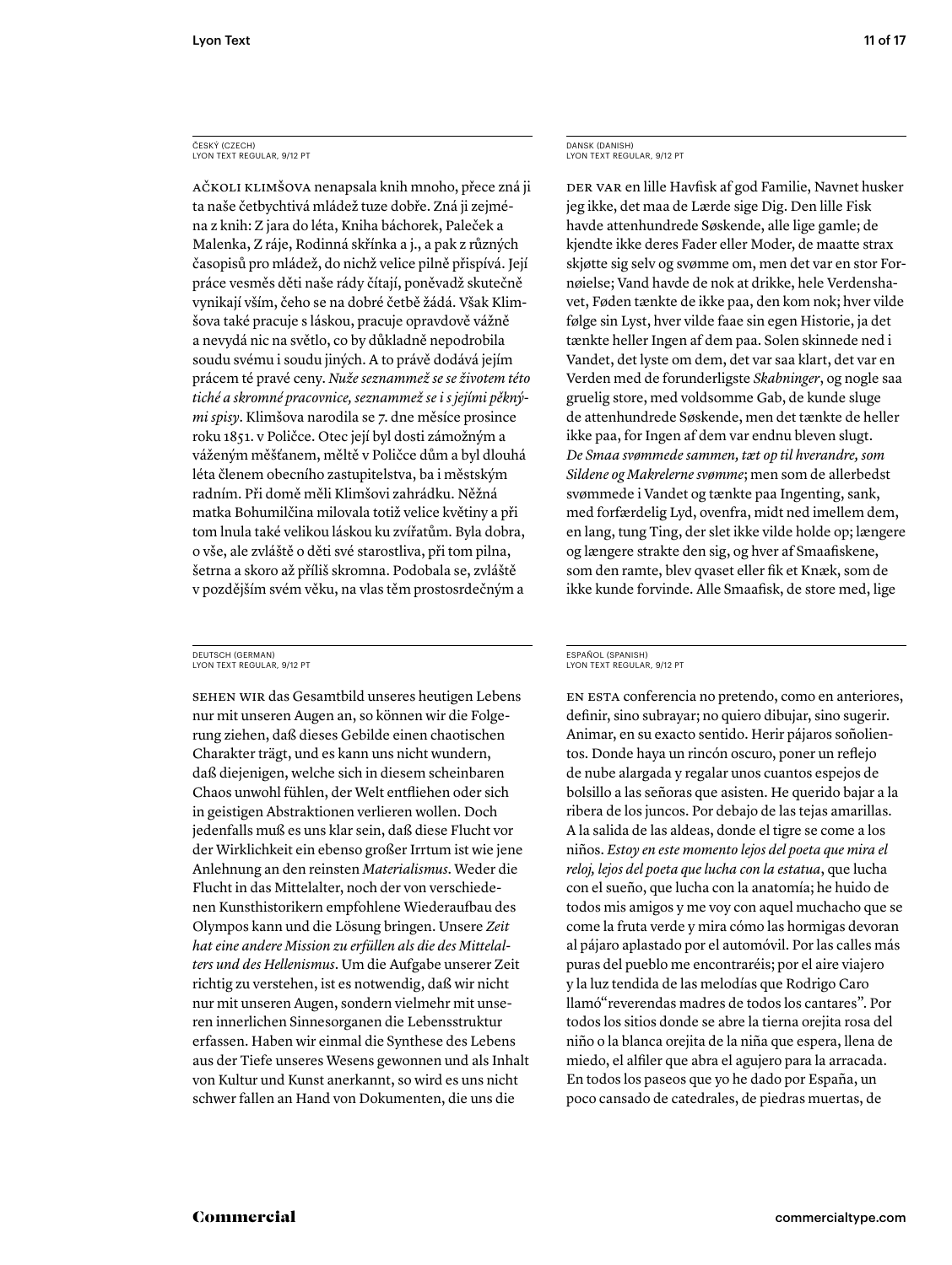ČESKÝ (CZECH)
LYON TEXT REGULAR, 9/12 PT

AČKOLI KLIMŠOVA nenapsala knih mnoho, přece zná ji ta naše četbychtivá mládež tuze dobře. Zná ji zejména z knih: Z jara do léta, Kniha báchorek, Paleček a Malenka, Z ráje, Rodinná skřínka a j., a pak z různých časopisů pro mládež, do nichž velice pilně přispívá. Její práce vesměs děti naše rády čítají, poněvadž skutečně vynikají vším, čeho se na dobré četbě žádá. Však Klimšova také pracuje s láskou, pracuje opravdově vážně a nevydá nic na světlo, co by důkladně nepodrobila soudu svému i soudu jiných. A to právě dodává jejím prácem té pravé ceny. *Nuže seznammež se se životem této tiché a skromné pracovnice, seznammež se i s jejími pěknými spisy*. Klimšova narodila se 7. dne měsíce prosince roku 1851. v Poličce. Otec její byl dosti zámožným a váženým měšťanem, měltě v Poličce dům a byl dlouhá léta členem obecního zastupitelstva, ba i městským radním. Při domě měli Klimšovi zahrádku. Něžná matka Bohumilčina milovala totiž velice květiny a při tom lnula také velikou láskou ku zvířatům. Byla dobra, o vše, ale zvláště o děti své starostliva, při tom pilna, šetrna a skoro až příliš skromna. Podobala se, zvláště v pozdějším svém věku, na vlas těm prostosrdečným a

DANSK (DANISH)
LYON TEXT REGULAR, 9/12 PT

DER VAR en lille Havfisk af god Familie, Navnet husker jeg ikke, det maa de Lærde sige Dig. Den lille Fisk havde attenhundrede Søskende, alle lige gamle; de kjendte ikke deres Fader eller Moder, de maatte strax skjøtte sig selv og svømme om, men det var en stor Fornøielse; Vand havde de nok at drikke, hele Verdenshavet, Føden tænkte de ikke paa, den kom nok; hver vilde følge sin Lyst, hver vilde faae sin egen Historie, ja det tænkte heller Ingen af dem paa. Solen skinnede ned i Vandet, det lyste om dem, det var saa klart, det var en Verden med de forunderligste *Skabninger*, og nogle saa gruelig store, med voldsomme Gab, de kunde sluge de attenhundrede Søskende, men det tænkte de heller ikke paa, for Ingen af dem var endnu bleven slugt. *De Smaa svømmede sammen, tæt op til hverandre, som Sildene og Makrelerne svømme*; men som de allerbedst svømmede i Vandet og tænkte paa Ingenting, sank, med forfærdelig Lyd, ovenfra, midt ned imellem dem, en lang, tung Ting, der slet ikke vilde holde op; længere og længere strakte den sig, og hver af Smaafiskene, som den ramte, blev qvaset eller fik et Knæk, som de ikke kunde forvinde. Alle Smaafisk, de store med, lige

DEUTSCH (GERMAN)
LYON TEXT REGULAR, 9/12 PT

SEHEN WIR das Gesamtbild unseres heutigen Lebens nur mit unseren Augen an, so können wir die Folgerung ziehen, daß dieses Gebilde einen chaotischen Charakter trägt, und es kann uns nicht wundern, daß diejenigen, welche sich in diesem scheinbaren Chaos unwohl fühlen, der Welt entfliehen oder sich in geistigen Abstraktionen verlieren wollen. Doch jedenfalls muß es uns klar sein, daß diese Flucht vor der Wirklichkeit ein ebenso großer Irrtum ist wie jene Anlehnung an den reinsten *Materialismus*. Weder die Flucht in das Mittelalter, noch der von verschiedenen Kunsthistorikern empfohlene Wiederaufbau des Olympos kann und die Lösung bringen. Unsere *Zeit hat eine andere Mission zu erfüllen als die des Mittelalters und des Hellenismus*. Um die Aufgabe unserer Zeit richtig zu verstehen, ist es notwendig, daß wir nicht nur mit unseren Augen, sondern vielmehr mit unseren innerlichen Sinnesorganen die Lebensstruktur erfassen. Haben wir einmal die Synthese des Lebens aus der Tiefe unseres Wesens gewonnen und als Inhalt von Kultur und Kunst anerkannt, so wird es uns nicht schwer fallen an Hand von Dokumenten, die uns die

ESPAÑOL (SPANISH)
LYON TEXT REGULAR, 9/12 PT

EN ESTA conferencia no pretendo, como en anteriores, definir, sino subrayar; no quiero dibujar, sino sugerir. Animar, en su exacto sentido. Herir pájaros soñolientos. Donde haya un rincón oscuro, poner un reflejo de nube alargada y regalar unos cuantos espejos de bolsillo a las señoras que asisten. He querido bajar a la ribera de los juncos. Por debajo de las tejas amarillas. A la salida de las aldeas, donde el tigre se come a los niños. *Estoy en este momento lejos del poeta que mira el reloj, lejos del poeta que lucha con la estatua*, que lucha con el sueño, que lucha con la anatomía; he huido de todos mis amigos y me voy con aquel muchacho que se come la fruta verde y mira cómo las hormigas devoran al pájaro aplastado por el automóvil. Por las calles más puras del pueblo me encontraréis; por el aire viajero y la luz tendida de las melodías que Rodrigo Caro llamó"reverendas madres de todos los cantares". Por todos los sitios donde se abre la tierna orejita rosa del niño o la blanca orejita de la niña que espera, llena de miedo, el alfiler que abra el agujero para la arracada. En todos los paseos que yo he dado por España, un poco cansado de catedrales, de piedras muertas, de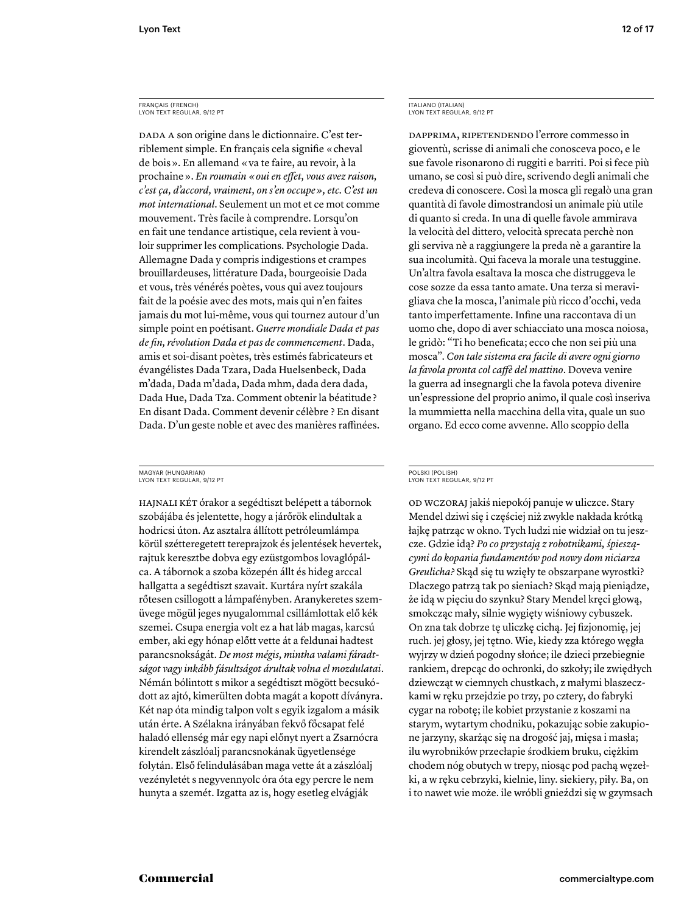FRANÇAIS (FRENCH)
LYON TEXT REGULAR, 9/12 PT

DADA A son origine dans le dictionnaire. C'est terriblement simple. En français cela signifie « cheval de bois ». En allemand « va te faire, au revoir, à la prochaine ». *En roumain « oui en effet, vous avez raison, c'est ça, d'accord, vraiment, on s'en occupe », etc. C'est un mot international.* Seulement un mot et ce mot comme mouvement. Très facile à comprendre. Lorsqu'on en fait une tendance artistique, cela revient à vouloir supprimer les complications. Psychologie Dada. Allemagne Dada y compris indigestions et crampes brouillardeuses, littérature Dada, bourgeoisie Dada et vous, très vénérés poètes, vous qui avez toujours fait de la poésie avec des mots, mais qui n'en faites jamais du mot lui-même, vous qui tournez autour d'un simple point en poétisant. *Guerre mondiale Dada et pas de fin, révolution Dada et pas de commencement.* Dada, amis et soi-disant poètes, très estimés fabricateurs et évangélistes Dada Tzara, Dada Huelsenbeck, Dada m'dada, Dada m'dada, Dada mhm, dada dera dada, Dada Hue, Dada Tza. Comment obtenir la béatitude ? En disant Dada. Comment devenir célèbre ? En disant Dada. D'un geste noble et avec des manières raffinées.

ITALIANO (ITALIAN)
LYON TEXT REGULAR, 9/12 PT

DAPPRIMA, RIPETENDENDO l'errore commesso in gioventù, scrisse di animali che conosceva poco, e le sue favole risonarono di ruggiti e barriti. Poi si fece più umano, se così si può dire, scrivendo degli animali che credeva di conoscere. Così la mosca gli regalò una gran quantità di favole dimostrandosi un animale più utile di quanto si creda. In una di quelle favole ammirava la velocità del dittero, velocità sprecata perchè non gli serviva nè a raggiungere la preda nè a garantire la sua incolumità. Qui faceva la morale una testuggine. Un'altra favola esaltava la mosca che distruggeva le cose sozze da essa tanto amate. Una terza si meravigliava che la mosca, l'animale più ricco d'occhi, veda tanto imperfettamente. Infine una raccontava di un uomo che, dopo di aver schiacciato una mosca noiosa, le gridò: "Ti ho beneficata; ecco che non sei più una mosca". *Con tale sistema era facile di avere ogni giorno la favola pronta col caffè del mattino.* Doveva venire la guerra ad insegnargli che la favola poteva divenire un'espressione del proprio animo, il quale così inseriva la mummietta nella macchina della vita, quale un suo organo. Ed ecco come avvenne. Allo scoppio della

MAGYAR (HUNGARIAN)
LYON TEXT REGULAR, 9/12 PT

HAJNALI KÉT órakor a segédtiszt belépett a tábornok szobájába és jelentette, hogy a járőrök elindultak a hodricsi úton. Az asztalra állított petróleumlámpa körül szétteregetett tereprajzok és jelentések hevertek, rajtuk keresztbe dobva egy ezüstgombos lovaglópálca. A tábornok a szoba közepén állt és hideg arccal hallgatta a segédtiszt szavait. Kurtára nyírt szakála rőtesen csillogott a lámpafényben. Aranykeretes szemüvege mögül jeges nyugalommal csillámlottak elő kék szemei. Csupa energia volt ez a hat láb magas, karcsú ember, aki egy hónap előtt vette át a feldunai hadtest parancsnokságát. *De most mégis, mintha valami fáradtságot vagy inkább fásultságot árultak volna el mozdulatai.* Némán bólintott s mikor a segédtiszt mögött becsukódott az ajtó, kimerülten dobta magát a kopott díványra. Két nap óta mindig talpon volt s egyik izgalom a másik után érte. A Szélakna irányában fekvő főcsapat felé haladó ellenség már egy napi előnyt nyert a Zsarnócra kirendelt zászlóalj parancsnokának ügyetlensége folytán. Első felindulásában maga vette át a zászlóalj vezényletét s negyvennyolc óra óta egy percre le nem hunyta a szemét. Izgatta az is, hogy esetleg elvágják

POLSKI (POLISH)
LYON TEXT REGULAR, 9/12 PT

OD WCZORAJ jakiś niepokój panuje w uliczce. Stary Mendel dziwi się i częściej niż zwykle nakłada krótką łajkę patrząc w okno. Tych ludzi nie widział on tu jeszcze. Gdzie idą? *Po co przystają z robotnikami, śpieszącymi do kopania fundamentów pod nowy dom niciarza Greulicha?* Skąd się tu wzięły te obszarpane wyrostki? Dlaczego patrzą tak po sieniach? Skąd mają pieniądze, że idą w pięciu do szynku? Stary Mendel kręci głową, smokcząc mały, silnie wygięty wiśniowy cybuszek. On zna tak dobrze tę uliczkę cichą. Jej fizjonomię, jej ruch. jej głosy, jej tętno. Wie, kiedy zza którego węgła wyjrzy w dzień pogodny słońce; ile dzieci przebiegnie rankiem, drepcąc do ochronki, do szkoły; ile zwiędłych dziewcząt w ciemnych chustkach, z małymi blaszeczkami w ręku przejdzie po trzy, po cztery, do fabryki cygar na robotę; ile kobiet przystanie z koszami na starym, wytartym chodniku, pokazując sobie zakupione jarzyny, skarżąc się na drogość jaj, mięsa i masła; ilu wyrobników przecłapie środkiem bruku, ciężkim chodem nóg obutych w trepy, niosąc pod pachą węzełki, a w ręku cebrzyki, kielnie, liny. siekiery, piły. Ba, on i to nawet wie może. ile wróbli gnieździ się w gzymsach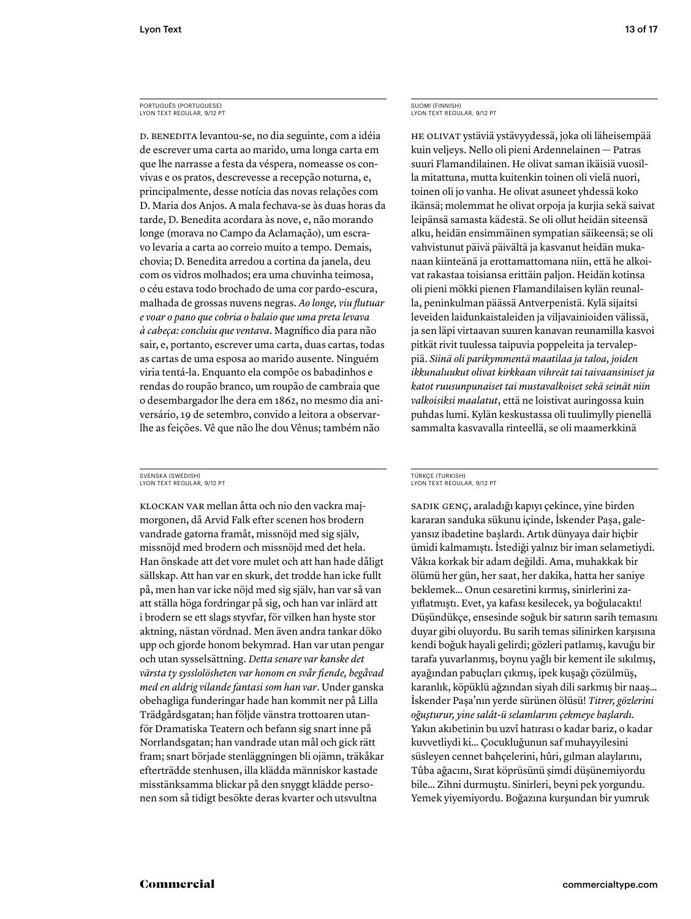PORTUGUÊS (PORTUGUESE)
LYON TEXT REGULAR, 9/12 PT

D. BENEDITA levantou-se, no dia seguinte, com a idéia de escrever uma carta ao marido, uma longa carta em que lhe narrasse a festa da véspera, nomeasse os convivas e os pratos, descrevesse a recepção noturna, e, principalmente, desse notícia das novas relações com D. Maria dos Anjos. A mala fechava-se às duas horas da tarde, D. Benedita acordara às nove, e, não morando longe (morava no Campo da Aclamação), um escravo levaria a carta ao correio muito a tempo. Demais, chovia; D. Benedita arredou a cortina da janela, deu com os vidros molhados; era uma chuvinha teimosa, o céu estava todo brochado de uma cor pardo-escura, malhada de grossas nuvens negras. *Ao longe, viu flutuar e voar o pano que cobria o balaio que uma preta levava à cabeça: concluiu que ventava*. Magnífico dia para não sair, e, portanto, escrever uma carta, duas cartas, todas as cartas de uma esposa ao marido ausente. Ninguém viria tentá-la. Enquanto ela compõe os babadinhos e rendas do roupão branco, um roupão de cambraia que o desembargador lhe dera em 1862, no mesmo dia aniversário, 19 de setembro, convido a leitora a observar-lhe as feições. Vê que não lhe dou Vênus; também não

SUOMI (FINNISH)
LYON TEXT REGULAR, 9/12 PT

HE OLIVAT ystäviä ystävyydessä, joka oli läheisempää kuin veljeys. Nello oli pieni Ardennelainen — Patras suuri Flamandilainen. He olivat saman ikäisiä vuosilla mitattuna, mutta kuitenkin toinen oli vielä nuori, toinen oli jo vanha. He olivat asuneet yhdessä koko ikänsä; molemmat he olivat orpoja ja kurjia sekä saivat leipänsä samasta kädestä. Se oli ollut heidän siteensä alku, heidän ensimmäinen sympatian säikeensä; se oli vahvistunut päivä päivältä ja kasvanut heidän mukanaan kiinteänä ja erottamattomana niin, että he alkoivat rakastaa toisiansa erittäin paljon. Heidän kotinsa oli pieni mökki pienen Flamandilaisen kylän reunalla, peninkulman päässä Antverpenistä. Kylä sijaitsi leveiden laidunkaistaleiden ja viljavainioiden välissä, ja sen läpi virtaavan suuren kanavan reunamilla kasvoi pitkät rivit tuulessa taipuvia poppeleita ja tervaleppiä. *Siinä oli parikymmentä maatilaa ja taloa, joiden ikkunaluukut olivat kirkkaan vihreät tai taivaansiniset ja katot ruusunpunaiset tai mustavalkoiset sekä seinät niin valkoisiksi maalatut*, että ne loistivat auringossa kuin puhdas lumi. Kylän keskustassa oli tuulimylly pienellä sammalta kasvavalla rinteellä, se oli maamerkkinä

SVENSKA (SWEDISH)
LYON TEXT REGULAR, 9/12 PT

KLOCKAN VAR mellan åtta och nio den vackra majmorgonen, då Arvid Falk efter scenen hos brodern vandrade gatorna framåt, missnöjd med sig själv, missnöjd med brodern och missnöjd med det hela. Han önskade att det vore mulet och att han hade dåligt sällskap. Att han var en skurk, det trodde han icke fullt på, men han var icke nöjd med sig själv, han var så van att ställa höga fordringar på sig, och han var inlärd att i brodern se ett slags styvfar, för vilken han hyste stor aktning, nästan vördnad. Men även andra tankar döko upp och gjorde honom bekymrad. Han var utan pengar och utan sysselsättning. *Detta senare var kanske det värsta ty sysslolösheten var honom en svår fiende, begåvad med en aldrig vilande fantasi som han var*. Under ganska obehagliga funderingar hade han kommit ner på Lilla Trädgårdsgatan; han följde vänstra trottoaren utanför Dramatiska Teatern och befann sig snart inne på Norrlandsgatan; han vandrade utan mål och gick rätt fram; snart började stenläggningen bli ojämn, träkåkar efterträdde stenhusen, illa klädda människor kastade misstänksamma blickar på den snyggt klädde personen som så tidigt besökte deras kvarter och utsvultna

TÜRKÇE (TURKISH)
LYON TEXT REGULAR, 9/12 PT

SADIK GENÇ, araladığı kapıyı çekince, yine birden kararan sanduka sükunu içinde, İskender Paşa, galeyansız ibadetine başlardı. Artık dünyaya dair hiçbir ümidi kalmamıştı. İstediği yalnız bir iman selametiydi. Vâkıa korkak bir adam değildi. Ama, muhakkak bir ölümü her gün, her saat, her dakika, hatta her saniye beklemek… Onun cesaretini kırmış, sinirlerini zayıflatmıştı. Evet, ya kafası kesilecek, ya boğulacaktı! Düşündükçe, ensesinde soğuk bir satırın sarih temasını duyar gibi oluyordu. Bu sarih temas silinirken karşısına kendi boğuk hayali gelirdi; gözleri patlamış, kavuğu bir tarafa yuvarlanmış, boynu yağlı bir kement ile sıkılmış, ayağından pabuçları çıkmış, ipek kuşağı çözülmüş, karanlık, köpüklü ağzından siyah dili sarkmış bir naaş… İskender Paşa'nın yerde sürünen ölüsü! *Titrer, gözlerini oğuşturur, yine salât-ü selamlarını çekmeye başlardı*. Yakın akıbetinin bu uzvî hatırası o kadar bariz, o kadar kuvvetliydi ki… Çocukluğunun saf muhayyilesini süsleyen cennet bahçelerini, hûri, gılman alaylarını, Tûba ağacını, Sırat köprüsünü şimdi düşünemiyordu bile… Zihni durmuştu. Sinirleri, beyni pek yorgundu. Yemek yiyemiyordu. Boğazına kurşundan bir yumruk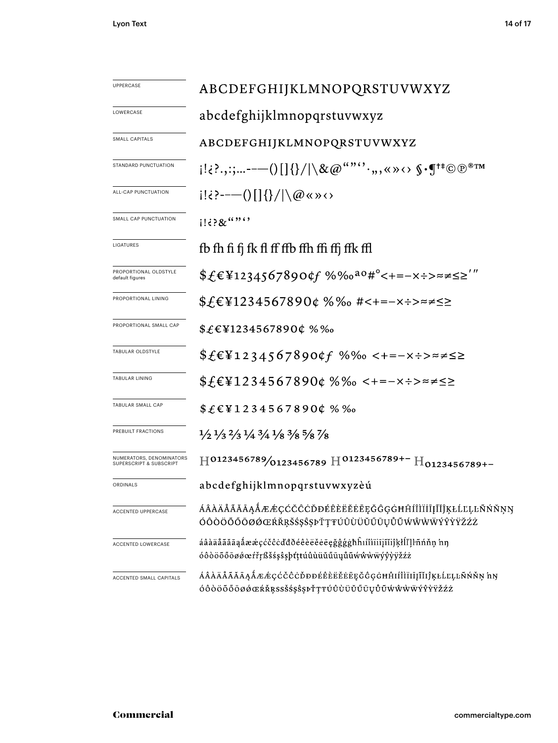| | |
|---|---|
| UPPERCASE | ABCDEFGHIJKLMNOPQRSTUVWXYZ |
| LOWERCASE | abcdefghijklmnopqrstuvwxyz |
| SMALL CAPITALS | ABCDEFGHIJKLMNOPQRSTUVWXYZ |
| STANDARD PUNCTUATION | ¡!¿?.,:;…-–—()[]{}/\|\&@“”‘’·‚„«»‹› §•¶†‡©℗®™ |
| ALL-CAP PUNCTUATION | ¡!¿?-–—()[]{}/\|\@«»‹› |
| SMALL CAP PUNCTUATION | ¡!¿?&“”‘’ |
| LIGATURES | fb fh fi fj fk fl ff ffb ffh ffi ffj ffk ffl |
| PROPORTIONAL OLDSTYLE default figures | $£€¥1234567890¢ƒ %‰ªº#°<+=−×÷>≈≠≤≥′″ |
| PROPORTIONAL LINING | $£€¥1234567890¢ %‰ #<+=−×÷>≈≠≤≥ |
| PROPORTIONAL SMALL CAP | $£€¥1234567890¢ %‰ |
| TABULAR OLDSTYLE | $£€¥1234567890¢ƒ %‰ <+=−×÷>≈≠≤≥ |
| TABULAR LINING | $£€¥1234567890¢ %‰ <+=−×÷>≈≠≤≥ |
| TABULAR SMALL CAP | $£€¥1234567890¢ %‰ |
| PREBUILT FRACTIONS | ½ ⅓ ⅔ ¼ ¾ ⅛ ⅜ ⅝ ⅞ |
| NUMERATORS, DENOMINATORS SUPERSCRIPT & SUBSCRIPT | H0123456789⁄0123456789 H0123456789+− H0123456789+− |
| ORDINALS | abcdefghijklmnopqrstuvwxyzèú |
| ACCENTED UPPERCASE | ÁÂÀÄÅÃĂĀĄǺÆǼÇĆČĈĊĎĐÉÊÈËĚĖĒĘĞĜĢĠĦĤÍÎÌÏĬİĮĨĴĶŁĹĽĻĿÑŃŇŅŊ ÓÔÒÖÕŐŌØǾŒŔŘŖŠŚŞŜȘÞŤŢŦÚÛÙÜŬŰŪŲŮŨẂŴẀẄÝŶỲŸŽŹŻ |
| ACCENTED LOWERCASE | áâàäåãăāąǻæǽçćčĉċďđðéêèëěėēęğĝģġħĥıíîìïĭįĩĵķłĺľļŀñńňņŉŋ óôòöõőōøǿœŕřŗßšśşŝșþťţŧúûùüŭűūųůũẃŵẁẅýŷỳÿžźż |
| ACCENTED SMALL CAPITALS | ÁÂÀÄÅÃĂĀĄǺÆǼÇĆČĈĊĎĐÐÉÊÈËĚĖĒĘĞĜĢĠĦĤIÍÎÌÏĬĮĨĴĶŁĹĽĻĿÑŃŇŅŉŊ ÓÔÒÖÕŐŌØǾŒŔŘŖSSŠŚŞŜȘÞŤŢŦÚÛÙÜŬŰŪŲŮŨẂŴẀẄÝŶỲŸŽŹŻ |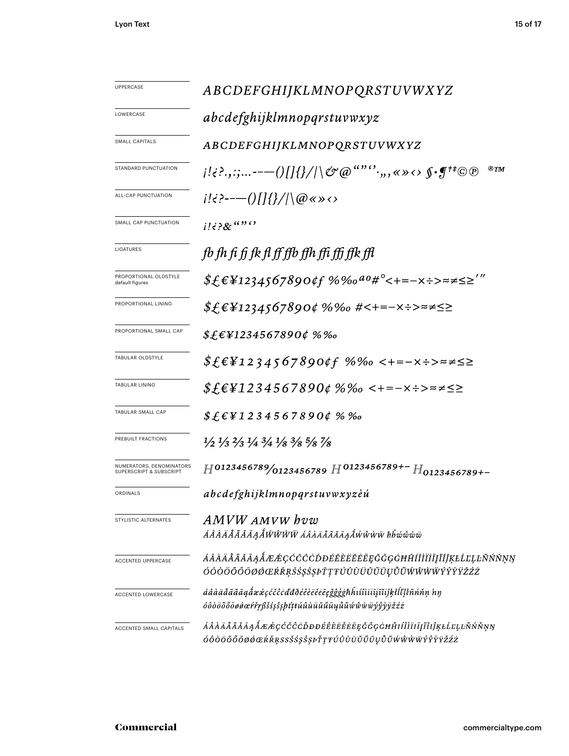| | |
|---|---|
| UPPERCASE | *ABCDEFGHIJKLMNOPQRSTUVWXYZ* |
| LOWERCASE | *abcdefghijklmnopqrstuvwxyz* |
| SMALL CAPITALS | *ABCDEFGHIJKLMNOPQRSTUVWXYZ* |
| STANDARD PUNCTUATION | *¡!¿?.,:;...-–—()[]{}/\|\&@“”‘’·„‚«»‹› §•¶†‡©℗ ®™* |
| ALL-CAP PUNCTUATION | *¡!¿?-–—()[]{}/\|\@«»‹›* |
| SMALL CAP PUNCTUATION | *¡!¿?&“”‘’* |
| LIGATURES | *fb fh fi fj fk fl ff ffb ffh ffi ffj ffk ffl* |
| PROPORTIONAL OLDSTYLE default figures | *$£€¥1234567890¢ƒ %‰ªº#°<+=−×÷>≈≠≤≥′″* |
| PROPORTIONAL LINING | *$£€¥1234567890¢ %‰ #<+=−×÷>≈≠≤≥* |
| PROPORTIONAL SMALL CAP | *$£€¥1234567890¢ %‰* |
| TABULAR OLDSTYLE | *$£€¥1234567890¢ƒ %‰ <+=−×÷>≈≠≤≥* |
| TABULAR LINING | *$£€¥1234567890¢ %‰ <+=−×÷>≈≠≤≥* |
| TABULAR SMALL CAP | *$£€¥1234567890¢ %‰* |
| PREBUILT FRACTIONS | *½ ⅓ ⅔ ¼ ¾ ⅛ ⅜ ⅝ ⅞* |
| NUMERATORS, DENOMINATORS SUPERSCRIPT & SUBSCRIPT | *H0123456789/0123456789 H0123456789+− H0123456789+−* |
| ORDINALS | *abcdefghijklmnopqrstuvwxyzèú* |
| STYLISTIC ALTERNATES | *AMVW AMVW hvw* *ÁÂÀÄÅÃĂĀĄǺŴŴẀẄ ÁÂÀÄÅÃĂĀĄǺŴŴẀẄ ħĥẃŵẁẅ* |
| ACCENTED UPPERCASE | *ÁÂÀÄÅÃĂĀĄǺÆǼÇĆČĈĊĎĐÉÊÈËĔĖĒĘĞĜĢĠĦĤÍÎÌÏĬİĪĮĨĴĶŁĹĽĻĿÑŃŇŅŊ ÓÔÒÖÕŐŌØǾŒŔŘŖŠŚŞŜȘÞŤŢŦÚÛÙÜŬŰŪŲŮŨẂŴẀẄÝŶỲŸŽŹŻ* |
| ACCENTED LOWERCASE | *áâàäåãăāąǻæǽçćčĉċďđðéêèëĕėēęğĝģġħĥıíîìïĭīįĩĵķłĺľļŀñńňņ ŉŋ óôòöõőōøǿœŕřŗßšśşŝșþťţŧúûùüŭűūųůũẃŵẁẅýŷỳÿžźż* |
| ACCENTED SMALL CAPITALS | *ÁÂÀÄÅÃĂĀĄǺÆǼÇĆČĈĊĎĐÐÉÊÈËĔĖĒĘĞĜĢĠĦĤIÍÎÌÏĬİĪĮĨĴĶŁĹĽĻĿÑŃŇŅŊ ÓÔÒÖÕŐŌØǾŒŔŘŖSSŠŚŞŜȘÞŤŢŦÚÛÙÜŬŰŪŲŮŨẂŴẀẄÝŶỲŸŽŹŻ* |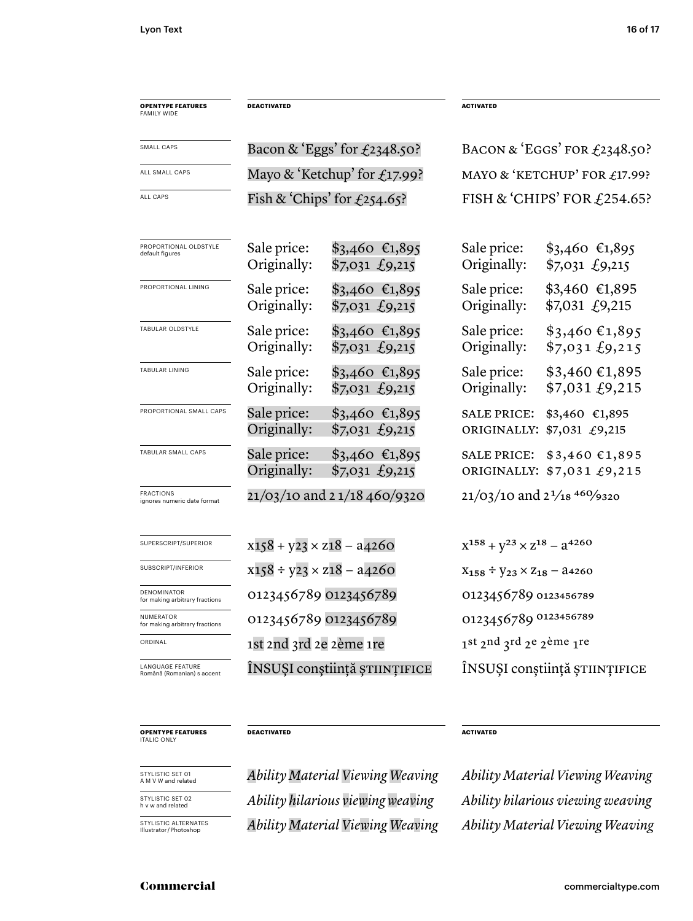| OPENTYPE FEATURES FAMILY WIDE | DEACTIVATED | ACTIVATED |
| --- | --- | --- |
| SMALL CAPS | Bacon & 'Eggs' for £2348.50? | BACON & 'EGGS' FOR £2348.50? |
| ALL SMALL CAPS | Mayo & 'Ketchup' for £17.99? | MAYO & 'KETCHUP' FOR £17.99? |
| ALL CAPS | Fish & 'Chips' for £254.65? | FISH & 'CHIPS' FOR £254.65? |
| PROPORTIONAL OLDSTYLE default figures | Sale price: \$3,460 €1,895<br>Originally: \$7,031 £9,215 | Sale price: \$3,460 €1,895<br>Originally: \$7,031 £9,215 |
| PROPORTIONAL LINING | Sale price: \$3,460 €1,895<br>Originally: \$7,031 £9,215 | Sale price: \$3,460 €1,895<br>Originally: \$7,031 £9,215 |
| TABULAR OLDSTYLE | Sale price: \$3,460 €1,895<br>Originally: \$7,031 £9,215 | Sale price: \$3,460 €1,895<br>Originally: \$7,031 £9,215 |
| TABULAR LINING | Sale price: \$3,460 €1,895<br>Originally: \$7,031 £9,215 | Sale price: \$3,460 €1,895<br>Originally: \$7,031 £9,215 |
| PROPORTIONAL SMALL CAPS | Sale price: \$3,460 €1,895<br>Originally: \$7,031 £9,215 | SALE PRICE: \$3,460 €1,895<br>ORIGINALLY: \$7,031 £9,215 |
| TABULAR SMALL CAPS | Sale price: \$3,460 €1,895<br>Originally: \$7,031 £9,215 | SALE PRICE: \$3,460 €1,895<br>ORIGINALLY: \$7,031 £9,215 |
| FRACTIONS ignores numeric date format | 21/03/10 and 2 1/18 460/9320 | 21/03/10 and 2 1⁄18 460⁄9320 |
| SUPERSCRIPT/SUPERIOR | x158 + y23 × z18 – a4260 | $x^{158} + y^{23} \times z^{18} - a^{4260}$ |
| SUBSCRIPT/INFERIOR | x158 ÷ y23 × z18 – a4260 | $x_{158} \div y_{23} \times z_{18} - a_{4260}$ |
| DENOMINATOR for making arbitrary fractions | 0123456789 0123456789 | 0123456789 $_{0123456789}$ |
| NUMERATOR for making arbitrary fractions | 0123456789 0123456789 | 0123456789 $^{0123456789}$ |
| ORDINAL | 1st 2nd 3rd 2e 2ème 1re | 1st 2nd 3rd 2e 2ème 1re |
| LANGUAGE FEATURE Română (Romanian) s accent | ÎNSUŞI conştiinţă ŞTIINŢIFICE | ÎNSUȘI conștiință ȘTIINȚIFICE |

| OPENTYPE FEATURES ITALIC ONLY | DEACTIVATED | ACTIVATED |
| --- | --- | --- |
| STYLISTIC SET 01 A M V W and related | *Ability Material Viewing Weaving* | *Ability Material Viewing Weaving* |
| STYLISTIC SET 02 h v w and related | *Ability hilarious viewing weaving* | *Ability hilarious viewing weaving* |
| STYLISTIC ALTERNATES Illustrator / Photoshop | *Ability Material Viewing Weaving* | *Ability Material Viewing Weaving* |

Commercial

commercialtype.com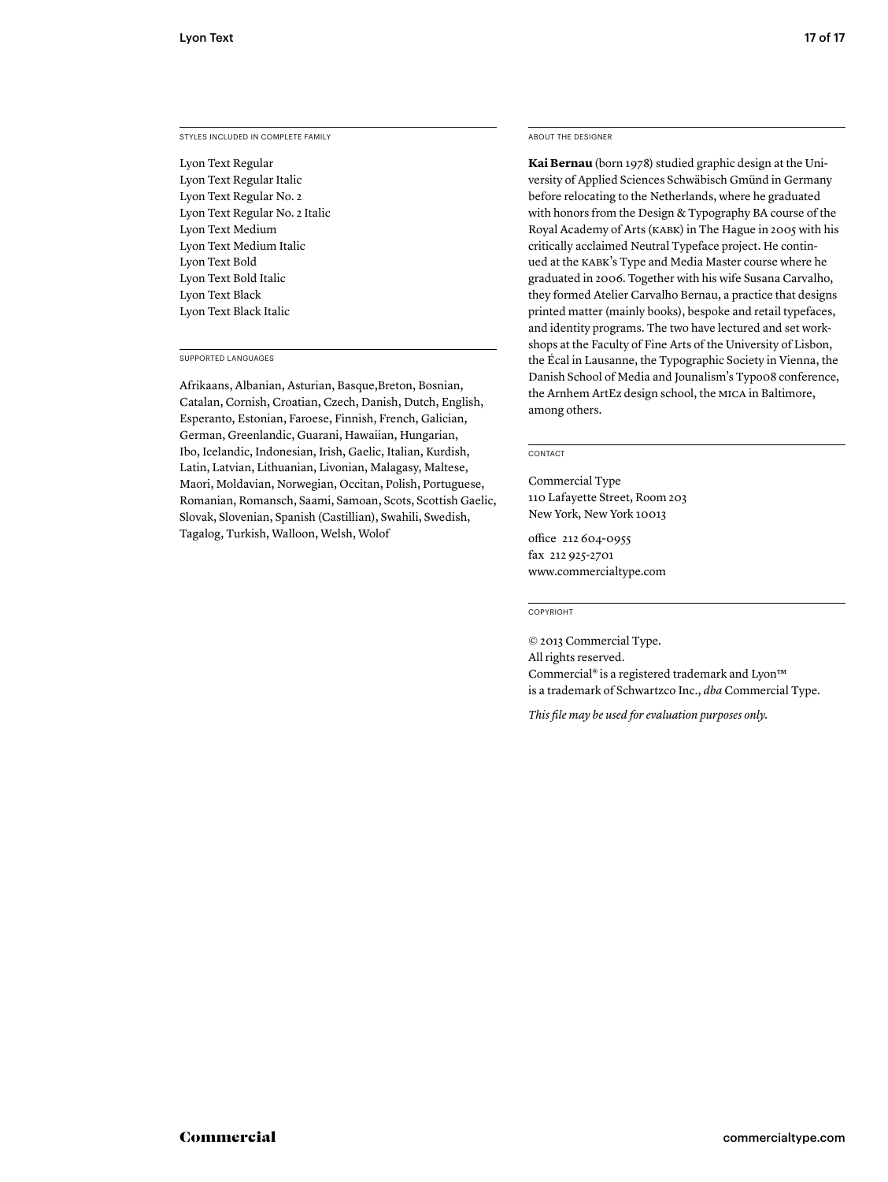## STYLES INCLUDED IN COMPLETE FAMILY

Lyon Text Regular
Lyon Text Regular Italic
Lyon Text Regular No. 2
Lyon Text Regular No. 2 Italic
Lyon Text Medium
Lyon Text Medium Italic
Lyon Text Bold
Lyon Text Bold Italic
Lyon Text Black
Lyon Text Black Italic

## SUPPORTED LANGUAGES

Afrikaans, Albanian, Asturian, Basque,Breton, Bosnian, Catalan, Cornish, Croatian, Czech, Danish, Dutch, English, Esperanto, Estonian, Faroese, Finnish, French, Galician, German, Greenlandic, Guarani, Hawaiian, Hungarian, Ibo, Icelandic, Indonesian, Irish, Gaelic, Italian, Kurdish, Latin, Latvian, Lithuanian, Livonian, Malagasy, Maltese, Maori, Moldavian, Norwegian, Occitan, Polish, Portuguese, Romanian, Romansch, Saami, Samoan, Scots, Scottish Gaelic, Slovak, Slovenian, Spanish (Castillian), Swahili, Swedish, Tagalog, Turkish, Walloon, Welsh, Wolof

## ABOUT THE DESIGNER

**Kai Bernau** (born 1978) studied graphic design at the University of Applied Sciences Schwäbisch Gmünd in Germany before relocating to the Netherlands, where he graduated with honors from the Design & Typography BA course of the Royal Academy of Arts (KABK) in The Hague in 2005 with his critically acclaimed Neutral Typeface project. He continued at the KABK's Type and Media Master course where he graduated in 2006. Together with his wife Susana Carvalho, they formed Atelier Carvalho Bernau, a practice that designs printed matter (mainly books), bespoke and retail typefaces, and identity programs. The two have lectured and set workshops at the Faculty of Fine Arts of the University of Lisbon, the Écal in Lausanne, the Typographic Society in Vienna, the Danish School of Media and Jounalism's Typo08 conference, the Arnhem ArtEz design school, the MICA in Baltimore, among others.

## CONTACT

Commercial Type
110 Lafayette Street, Room 203
New York, New York 10013

office 212 604-0955
fax 212 925-2701
www.commercialtype.com

## COPYRIGHT

© 2013 Commercial Type.
All rights reserved.
Commercial® is a registered trademark and Lyon™ is a trademark of Schwartzco Inc., *dba* Commercial Type.

*This file may be used for evaluation purposes only.*